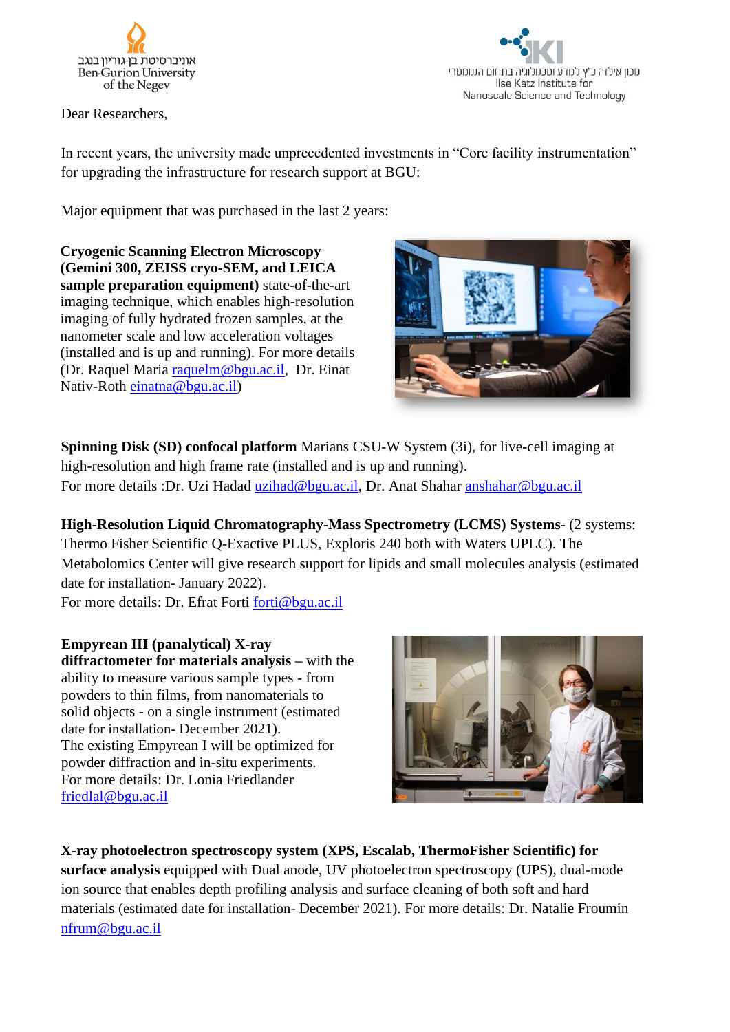אוניברסיטת בן-גוריון בנגב
Ben-Gurion University of the Negev

מכון אילזה כ"ץ למדע וטכנולוגיה בתחום הננומטרי
Ilse Katz Institute for Nanoscale Science and Technology

Dear Researchers,

In recent years, the university made unprecedented investments in "Core facility instrumentation" for upgrading the infrastructure for research support at BGU:

Major equipment that was purchased in the last 2 years:

**Cryogenic Scanning Electron Microscopy (Gemini 300, ZEISS cryo-SEM, and LEICA sample preparation equipment)** state-of-the-art imaging technique, which enables high-resolution imaging of fully hydrated frozen samples, at the nanometer scale and low acceleration voltages (installed and is up and running). For more details (Dr. Raquel Maria raquelm@bgu.ac.il, Dr. Einat Nativ-Roth einatna@bgu.ac.il)

**Spinning Disk (SD) confocal platform** Marians CSU-W System (3i), for live-cell imaging at high-resolution and high frame rate (installed and is up and running).
For more details :Dr. Uzi Hadad uzihad@bgu.ac.il, Dr. Anat Shahar anshahar@bgu.ac.il

**High-Resolution Liquid Chromatography-Mass Spectrometry (LCMS) Systems**- (2 systems: Thermo Fisher Scientific Q-Exactive PLUS, Exploris 240 both with Waters UPLC). The Metabolomics Center will give research support for lipids and small molecules analysis (estimated date for installation- January 2022).
For more details: Dr. Efrat Forti forti@bgu.ac.il

**Empyrean III (panalytical) X-ray diffractometer for materials analysis** – with the ability to measure various sample types - from powders to thin films, from nanomaterials to solid objects - on a single instrument (estimated date for installation- December 2021).
The existing Empyrean I will be optimized for powder diffraction and in-situ experiments.
For more details: Dr. Lonia Friedlander friedlal@bgu.ac.il

**X-ray photoelectron spectroscopy system (XPS, Escalab, ThermoFisher Scientific) for surface analysis** equipped with Dual anode, UV photoelectron spectroscopy (UPS), dual-mode ion source that enables depth profiling analysis and surface cleaning of both soft and hard materials (estimated date for installation- December 2021). For more details: Dr. Natalie Froumin nfrum@bgu.ac.il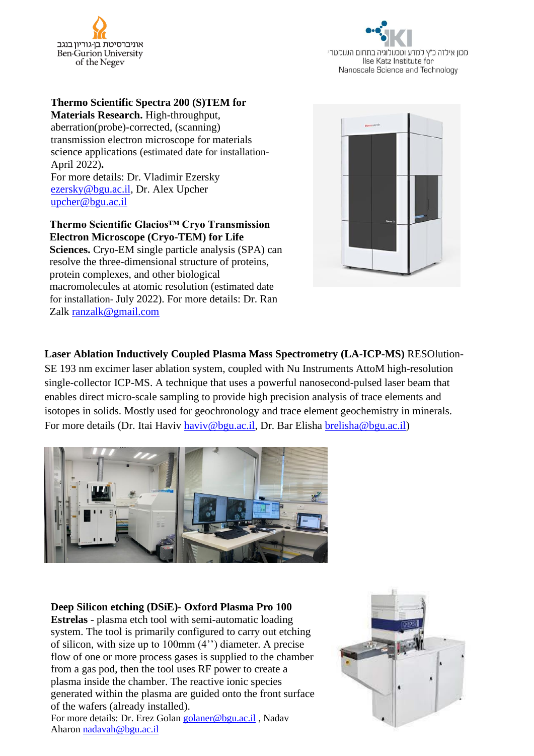אוניברסיטת בן-גוריון בנגב
Ben-Gurion University of the Negev

מכון אילזה כ"ץ למדע וטכנולוגיה בתחום הננומטרי
Ilse Katz Institute for Nanoscale Science and Technology

**Thermo Scientific Spectra 200 (S)TEM for Materials Research.** High-throughput, aberration(probe)-corrected, (scanning) transmission electron microscope for materials science applications (estimated date for installation- April 2022)**.**
For more details: Dr. Vladimir Ezersky ezersky@bgu.ac.il, Dr. Alex Upcher upcher@bgu.ac.il

**Thermo Scientific Glacios™ Cryo Transmission Electron Microscope (Cryo-TEM) for Life Sciences.** Cryo-EM single particle analysis (SPA) can resolve the three-dimensional structure of proteins, protein complexes, and other biological macromolecules at atomic resolution (estimated date for installation- July 2022). For more details: Dr. Ran Zalk ranzalk@gmail.com

**Laser Ablation Inductively Coupled Plasma Mass Spectrometry (LA-ICP-MS)** RESOlution-SE 193 nm excimer laser ablation system, coupled with Nu Instruments AttoM high-resolution single-collector ICP-MS. A technique that uses a powerful nanosecond-pulsed laser beam that enables direct micro-scale sampling to provide high precision analysis of trace elements and isotopes in solids. Mostly used for geochronology and trace element geochemistry in minerals. For more details (Dr. Itai Haviv haviv@bgu.ac.il, Dr. Bar Elisha brelisha@bgu.ac.il)

**Deep Silicon etching (DSiE)- Oxford Plasma Pro 100 Estrelas** - plasma etch tool with semi-automatic loading system. The tool is primarily configured to carry out etching of silicon, with size up to 100mm (4'') diameter. A precise flow of one or more process gases is supplied to the chamber from a gas pod, then the tool uses RF power to create a plasma inside the chamber. The reactive ionic species generated within the plasma are guided onto the front surface of the wafers (already installed).
For more details: Dr. Erez Golan golaner@bgu.ac.il , Nadav Aharon nadavah@bgu.ac.il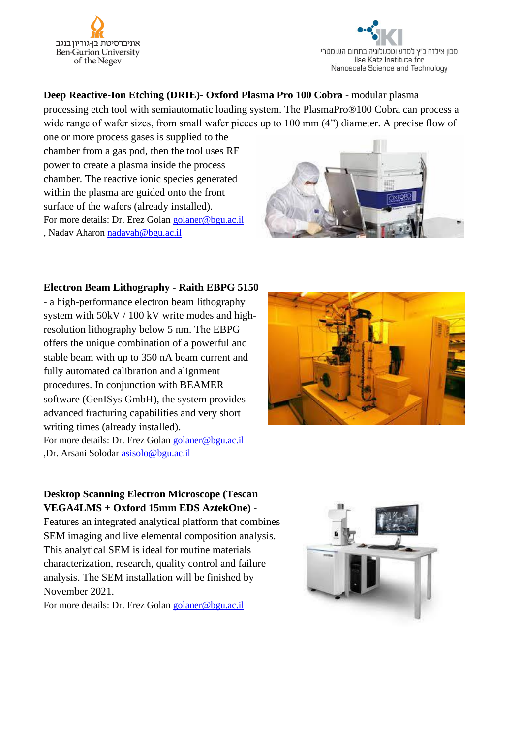אוניברסיטת בן-גוריון בנגב
Ben-Gurion University of the Negev

מכון אילזה כ"ץ למדע וטכנולוגיה בתחום הננומטרי
Ilse Katz Institute for Nanoscale Science and Technology

**Deep Reactive-Ion Etching (DRIE)- Oxford Plasma Pro 100 Cobra** - modular plasma processing etch tool with semiautomatic loading system. The PlasmaPro®100 Cobra can process a wide range of wafer sizes, from small wafer pieces up to 100 mm (4") diameter. A precise flow of one or more process gases is supplied to the chamber from a gas pod, then the tool uses RF power to create a plasma inside the process chamber. The reactive ionic species generated within the plasma are guided onto the front surface of the wafers (already installed).
For more details: Dr. Erez Golan golaner@bgu.ac.il , Nadav Aharon nadavah@bgu.ac.il

**Electron Beam Lithography - Raith EBPG 5150** - a high-performance electron beam lithography system with 50kV / 100 kV write modes and high-resolution lithography below 5 nm. The EBPG offers the unique combination of a powerful and stable beam with up to 350 nA beam current and fully automated calibration and alignment procedures. In conjunction with BEAMER software (GenISys GmbH), the system provides advanced fracturing capabilities and very short writing times (already installed).
For more details: Dr. Erez Golan golaner@bgu.ac.il ,Dr. Arsani Solodar asisolo@bgu.ac.il

**Desktop Scanning Electron Microscope (Tescan VEGA4LMS + Oxford 15mm EDS AztekOne)** - Features an integrated analytical platform that combines SEM imaging and live elemental composition analysis. This analytical SEM is ideal for routine materials characterization, research, quality control and failure analysis. The SEM installation will be finished by November 2021.
For more details: Dr. Erez Golan golaner@bgu.ac.il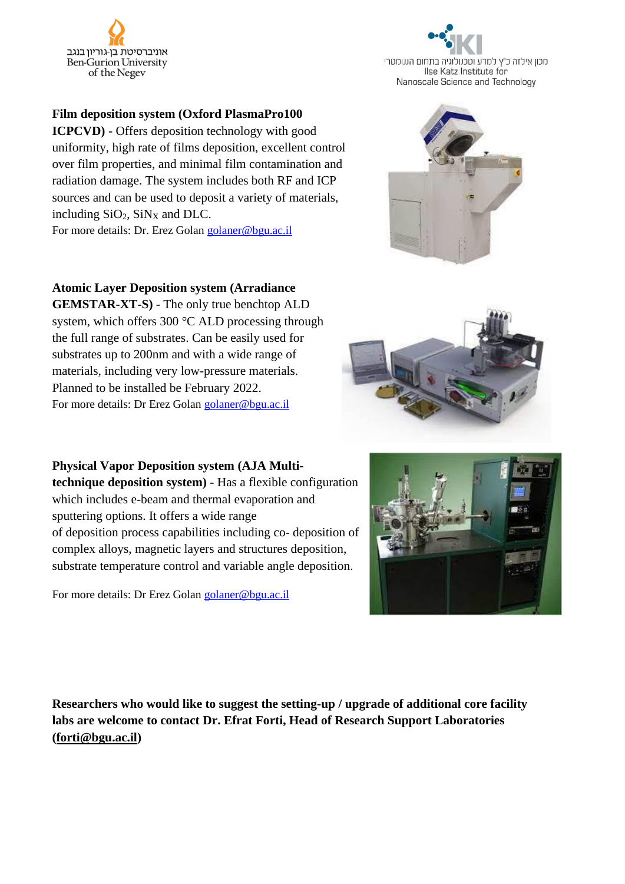אוניברסיטת בן-גוריון בנגב
Ben-Gurion University of the Negev

מכון אילזה כ"ץ למדע וטכנולוגיה בתחום הננומטרי
Ilse Katz Institute for Nanoscale Science and Technology

**Film deposition system (Oxford PlasmaPro100 ICPCVD)** - Offers deposition technology with good uniformity, high rate of films deposition, excellent control over film properties, and minimal film contamination and radiation damage. The system includes both RF and ICP sources and can be used to deposit a variety of materials, including $SiO_2$, $SiN_X$ and DLC.

For more details: Dr. Erez Golan golaner@bgu.ac.il

**Atomic Layer Deposition system (Arradiance GEMSTAR-XT-S)** - The only true benchtop ALD system, which offers 300 °C ALD processing through the full range of substrates. Can be easily used for substrates up to 200nm and with a wide range of materials, including very low-pressure materials. Planned to be installed be February 2022.

For more details: Dr Erez Golan golaner@bgu.ac.il

**Physical Vapor Deposition system (AJA Multi-technique deposition system)** - Has a flexible configuration which includes e-beam and thermal evaporation and sputtering options. It offers a wide range of deposition process capabilities including co- deposition of complex alloys, magnetic layers and structures deposition, substrate temperature control and variable angle deposition.

For more details: Dr Erez Golan golaner@bgu.ac.il

**Researchers who would like to suggest the setting-up / upgrade of additional core facility labs are welcome to contact Dr. Efrat Forti, Head of Research Support Laboratories (forti@bgu.ac.il)**